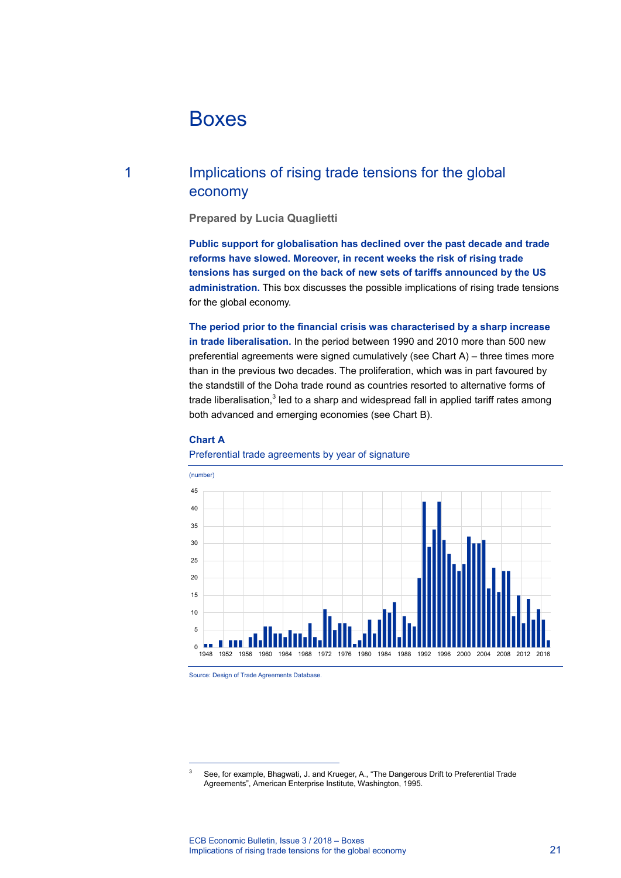# Boxes

## 1 Implications of rising trade tensions for the global economy

**Prepared by Lucia Quaglietti**

**Public support for globalisation has declined over the past decade and trade reforms have slowed. Moreover, in recent weeks the risk of rising trade tensions has surged on the back of new sets of tariffs announced by the US administration.** This box discusses the possible implications of rising trade tensions for the global economy.

**The period prior to the financial crisis was characterised by a sharp increase in trade liberalisation.** In the period between 1990 and 2010 more than 500 new preferential agreements were signed cumulatively (see Chart A) – three times more than in the previous two decades. The proliferation, which was in part favoured by the standstill of the Doha trade round as countries resorted to alternative forms of trade liberalisation,[3] led to a sharp and widespread fall in applied tariff rates among both advanced and emerging economies (see Chart B).

**Chart A**

Preferential trade agreements by year of signature

(number)

Source: Design of Trade Agreements Database.

[3] See, for example, Bhagwati, J. and Krueger, A., "The Dangerous Drift to Preferential Trade Agreements", American Enterprise Institute, Washington, 1995.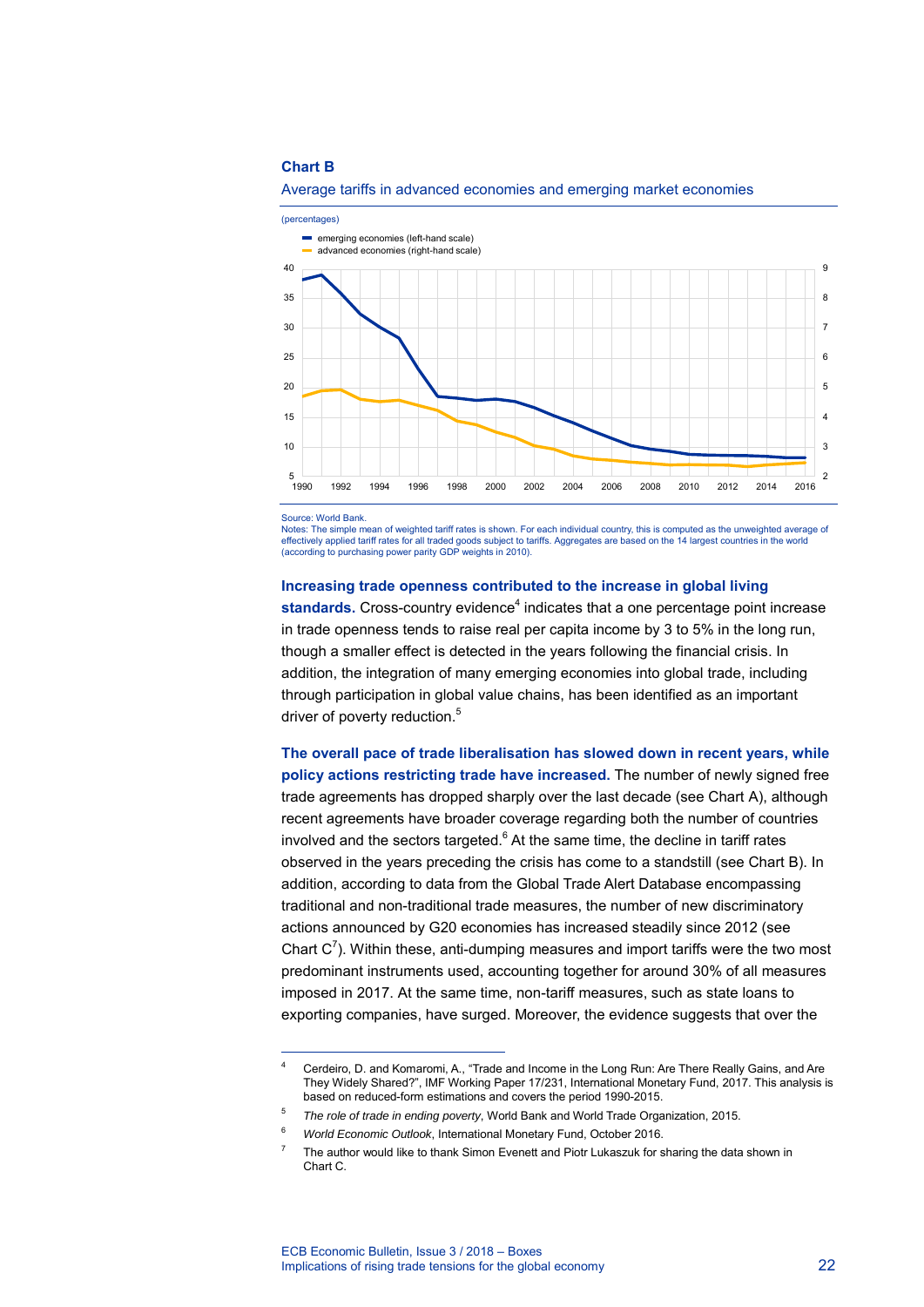**Chart B**

Average tariffs in advanced economies and emerging market economies

(percentages)

Source: World Bank.
Notes: The simple mean of weighted tariff rates is shown. For each individual country, this is computed as the unweighted average of effectively applied tariff rates for all traded goods subject to tariffs. Aggregates are based on the 14 largest countries in the world (according to purchasing power parity GDP weights in 2010).

**Increasing trade openness contributed to the increase in global living standards.** Cross-country evidence[4] indicates that a one percentage point increase in trade openness tends to raise real per capita income by 3 to 5% in the long run, though a smaller effect is detected in the years following the financial crisis. In addition, the integration of many emerging economies into global trade, including through participation in global value chains, has been identified as an important driver of poverty reduction.[5]

**The overall pace of trade liberalisation has slowed down in recent years, while policy actions restricting trade have increased.** The number of newly signed free trade agreements has dropped sharply over the last decade (see Chart A), although recent agreements have broader coverage regarding both the number of countries involved and the sectors targeted.[6] At the same time, the decline in tariff rates observed in the years preceding the crisis has come to a standstill (see Chart B). In addition, according to data from the Global Trade Alert Database encompassing traditional and non-traditional trade measures, the number of new discriminatory actions announced by G20 economies has increased steadily since 2012 (see Chart C[7]). Within these, anti-dumping measures and import tariffs were the two most predominant instruments used, accounting together for around 30% of all measures imposed in 2017. At the same time, non-tariff measures, such as state loans to exporting companies, have surged. Moreover, the evidence suggests that over the

---

[4] Cerdeiro, D. and Komaromi, A., "Trade and Income in the Long Run: Are There Really Gains, and Are They Widely Shared?", IMF Working Paper 17/231, International Monetary Fund, 2017. This analysis is based on reduced-form estimations and covers the period 1990-2015.

[5] *The role of trade in ending poverty*, World Bank and World Trade Organization, 2015.

[6] *World Economic Outlook*, International Monetary Fund, October 2016.

[7] The author would like to thank Simon Evenett and Piotr Lukaszuk for sharing the data shown in Chart C.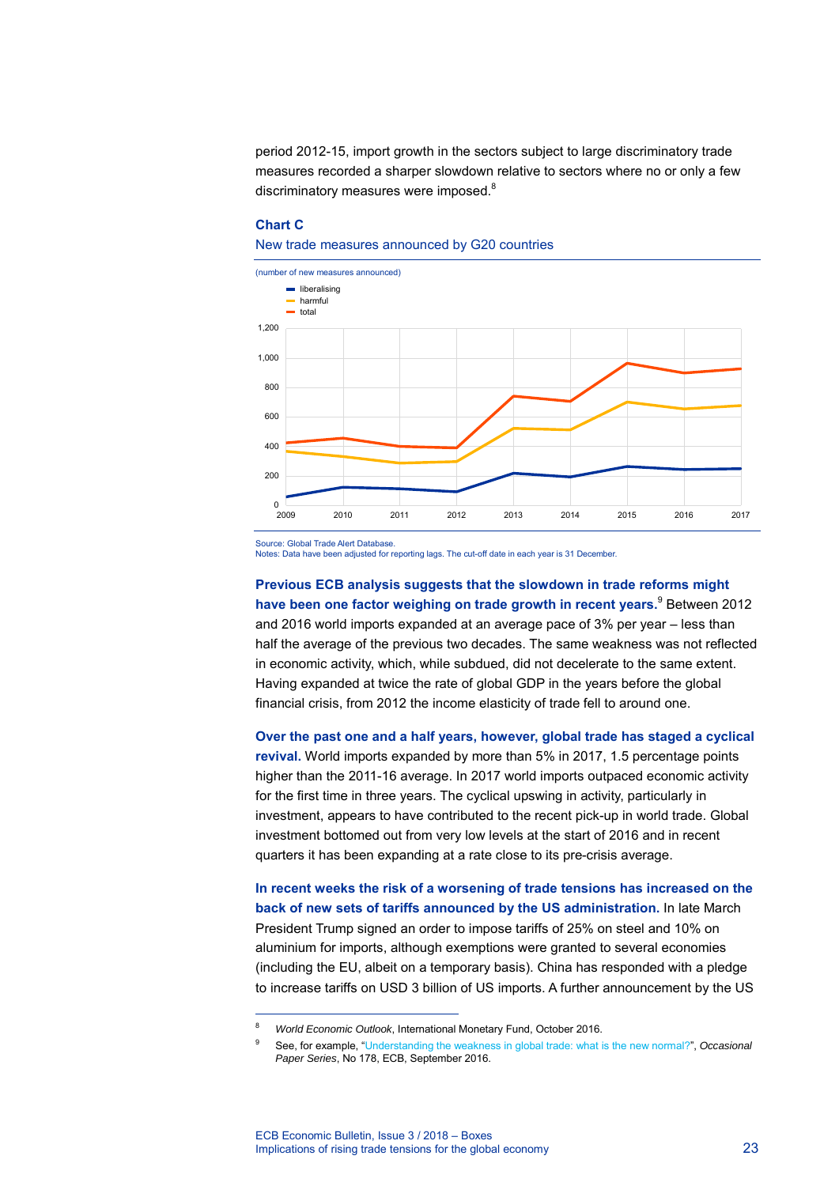period 2012-15, import growth in the sectors subject to large discriminatory trade measures recorded a sharper slowdown relative to sectors where no or only a few discriminatory measures were imposed.[8]

**Chart C**

New trade measures announced by G20 countries

(number of new measures announced)

- liberalising
- harmful
- total

Source: Global Trade Alert Database.
Notes: Data have been adjusted for reporting lags. The cut-off date in each year is 31 December.

**Previous ECB analysis suggests that the slowdown in trade reforms might have been one factor weighing on trade growth in recent years.**[9] Between 2012 and 2016 world imports expanded at an average pace of 3% per year – less than half the average of the previous two decades. The same weakness was not reflected in economic activity, which, while subdued, did not decelerate to the same extent. Having expanded at twice the rate of global GDP in the years before the global financial crisis, from 2012 the income elasticity of trade fell to around one.

**Over the past one and a half years, however, global trade has staged a cyclical revival.** World imports expanded by more than 5% in 2017, 1.5 percentage points higher than the 2011-16 average. In 2017 world imports outpaced economic activity for the first time in three years. The cyclical upswing in activity, particularly in investment, appears to have contributed to the recent pick-up in world trade. Global investment bottomed out from very low levels at the start of 2016 and in recent quarters it has been expanding at a rate close to its pre-crisis average.

**In recent weeks the risk of a worsening of trade tensions has increased on the back of new sets of tariffs announced by the US administration.** In late March President Trump signed an order to impose tariffs of 25% on steel and 10% on aluminium for imports, although exemptions were granted to several economies (including the EU, albeit on a temporary basis). China has responded with a pledge to increase tariffs on USD 3 billion of US imports. A further announcement by the US

---

[8] *World Economic Outlook*, International Monetary Fund, October 2016.

[9] See, for example, "Understanding the weakness in global trade: what is the new normal?", *Occasional Paper Series*, No 178, ECB, September 2016.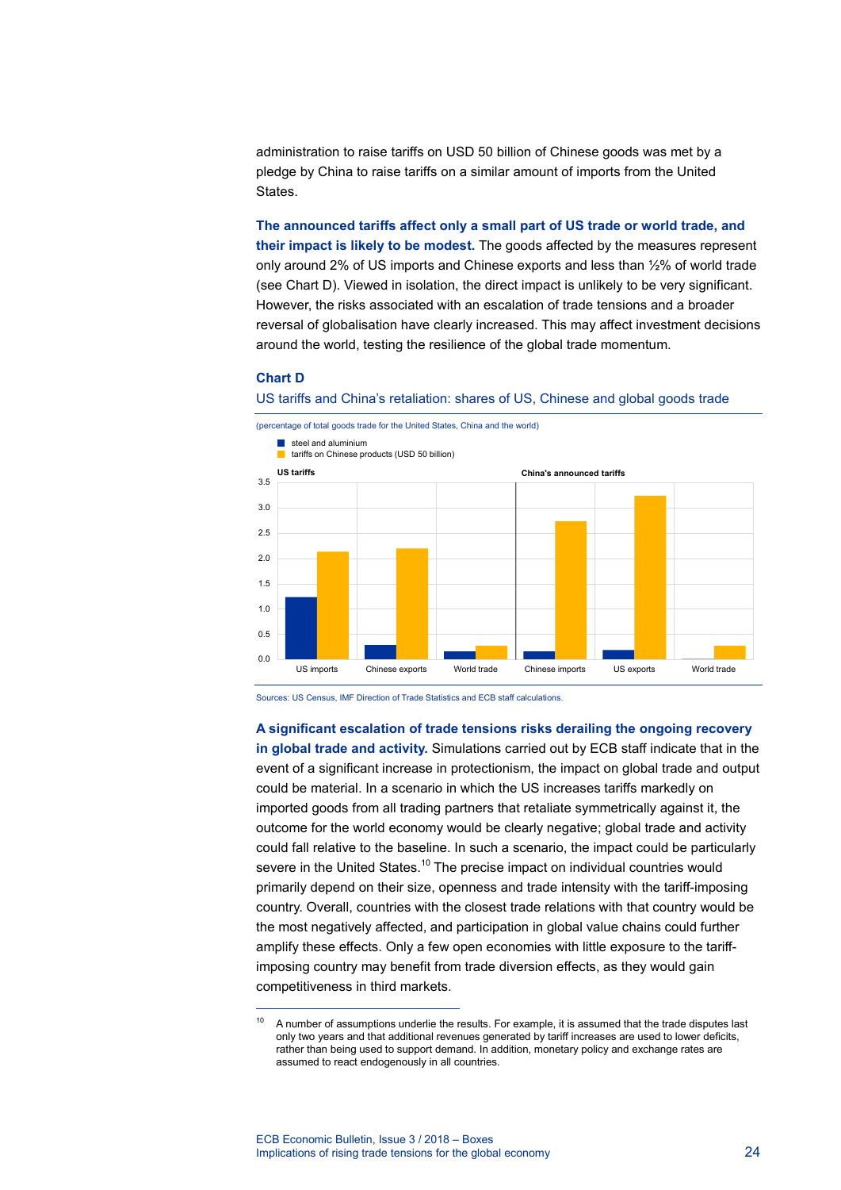administration to raise tariffs on USD 50 billion of Chinese goods was met by a pledge by China to raise tariffs on a similar amount of imports from the United States.

**The announced tariffs affect only a small part of US trade or world trade, and their impact is likely to be modest.** The goods affected by the measures represent only around 2% of US imports and Chinese exports and less than ½% of world trade (see Chart D). Viewed in isolation, the direct impact is unlikely to be very significant. However, the risks associated with an escalation of trade tensions and a broader reversal of globalisation have clearly increased. This may affect investment decisions around the world, testing the resilience of the global trade momentum.

**Chart D**

US tariffs and China's retaliation: shares of US, Chinese and global goods trade

(percentage of total goods trade for the United States, China and the world)

Sources: US Census, IMF Direction of Trade Statistics and ECB staff calculations.

**A significant escalation of trade tensions risks derailing the ongoing recovery in global trade and activity.** Simulations carried out by ECB staff indicate that in the event of a significant increase in protectionism, the impact on global trade and output could be material. In a scenario in which the US increases tariffs markedly on imported goods from all trading partners that retaliate symmetrically against it, the outcome for the world economy would be clearly negative; global trade and activity could fall relative to the baseline. In such a scenario, the impact could be particularly severe in the United States.[10] The precise impact on individual countries would primarily depend on their size, openness and trade intensity with the tariff-imposing country. Overall, countries with the closest trade relations with that country would be the most negatively affected, and participation in global value chains could further amplify these effects. Only a few open economies with little exposure to the tariff-imposing country may benefit from trade diversion effects, as they would gain competitiveness in third markets.

[10] A number of assumptions underlie the results. For example, it is assumed that the trade disputes last only two years and that additional revenues generated by tariff increases are used to lower deficits, rather than being used to support demand. In addition, monetary policy and exchange rates are assumed to react endogenously in all countries.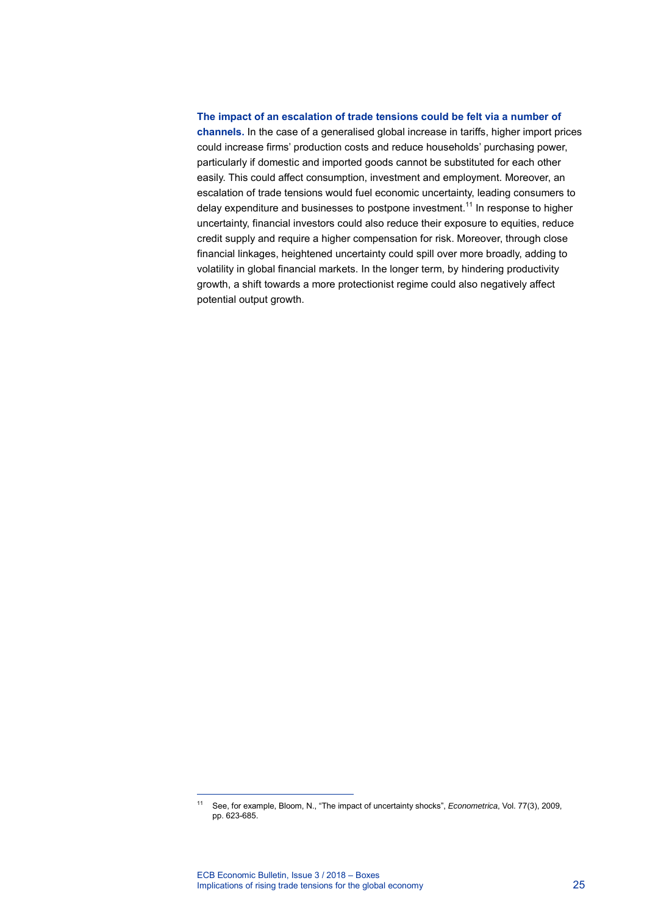**The impact of an escalation of trade tensions could be felt via a number of channels.** In the case of a generalised global increase in tariffs, higher import prices could increase firms' production costs and reduce households' purchasing power, particularly if domestic and imported goods cannot be substituted for each other easily. This could affect consumption, investment and employment. Moreover, an escalation of trade tensions would fuel economic uncertainty, leading consumers to delay expenditure and businesses to postpone investment.[11] In response to higher uncertainty, financial investors could also reduce their exposure to equities, reduce credit supply and require a higher compensation for risk. Moreover, through close financial linkages, heightened uncertainty could spill over more broadly, adding to volatility in global financial markets. In the longer term, by hindering productivity growth, a shift towards a more protectionist regime could also negatively affect potential output growth.

---

[11] See, for example, Bloom, N., "The impact of uncertainty shocks", *Econometrica*, Vol. 77(3), 2009, pp. 623-685.